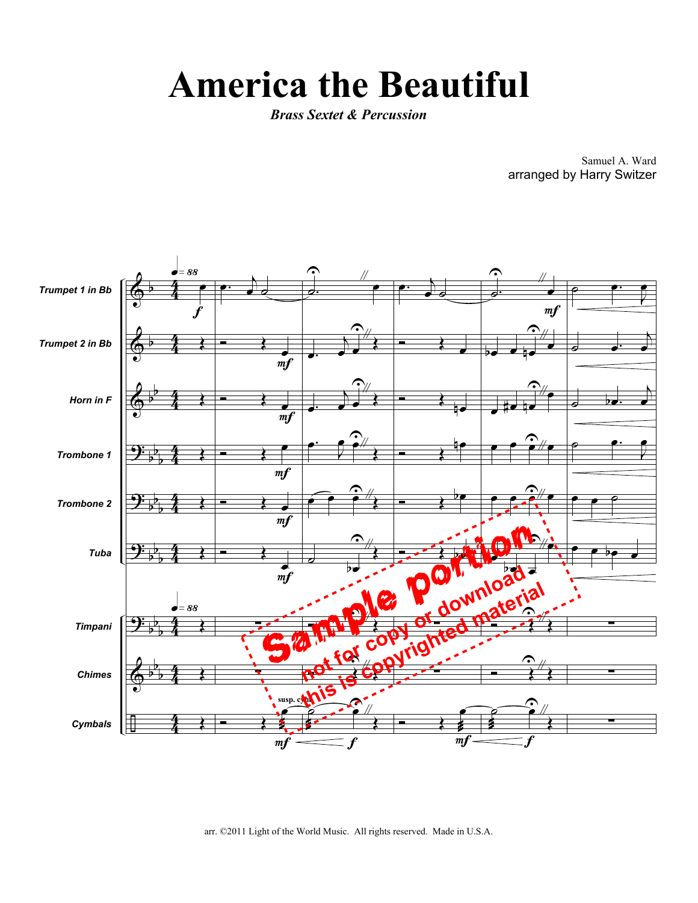# America the Beautiful

***Brass Sextet & Percussion***

Samuel A. Ward
arranged by Harry Switzer

Trumpet 1 in Bb
Trumpet 2 in Bb
Horn in F
Trombone 1
Trombone 2
Tuba
Timpani
Chimes
Cymbals

Sample portion
not for copy or download
this is copyrighted material

arr. ©2011 Light of the World Music. All rights reserved. Made in U.S.A.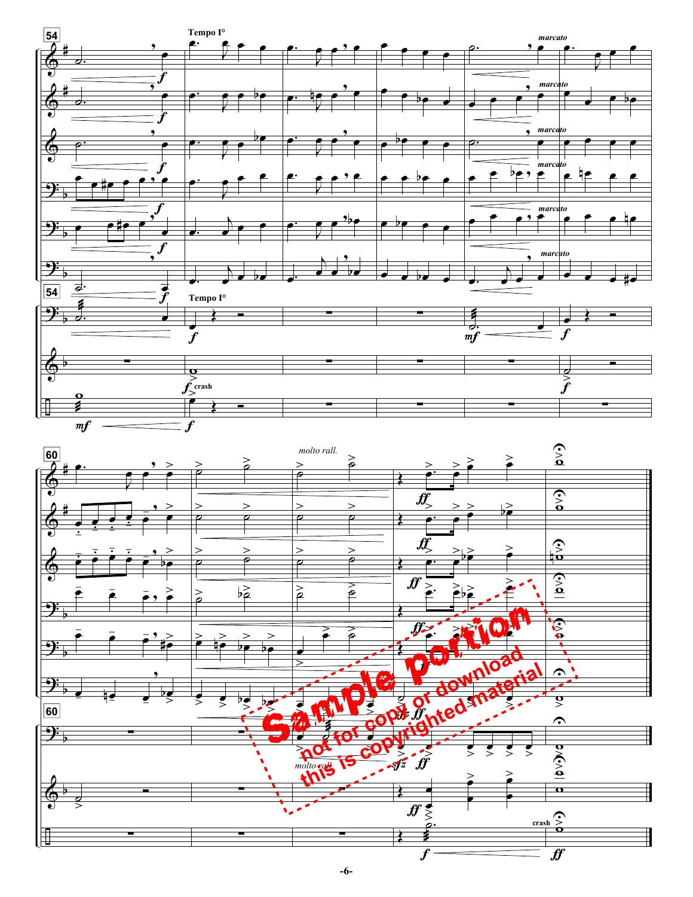54

Tempo I°

marcato

marcato

marcato

marcato

marcato

marcato

Tempo I°

crash

60

molto rall.

molto rall.

crash

Sample portion
not for copy or download
this is copyrighted material